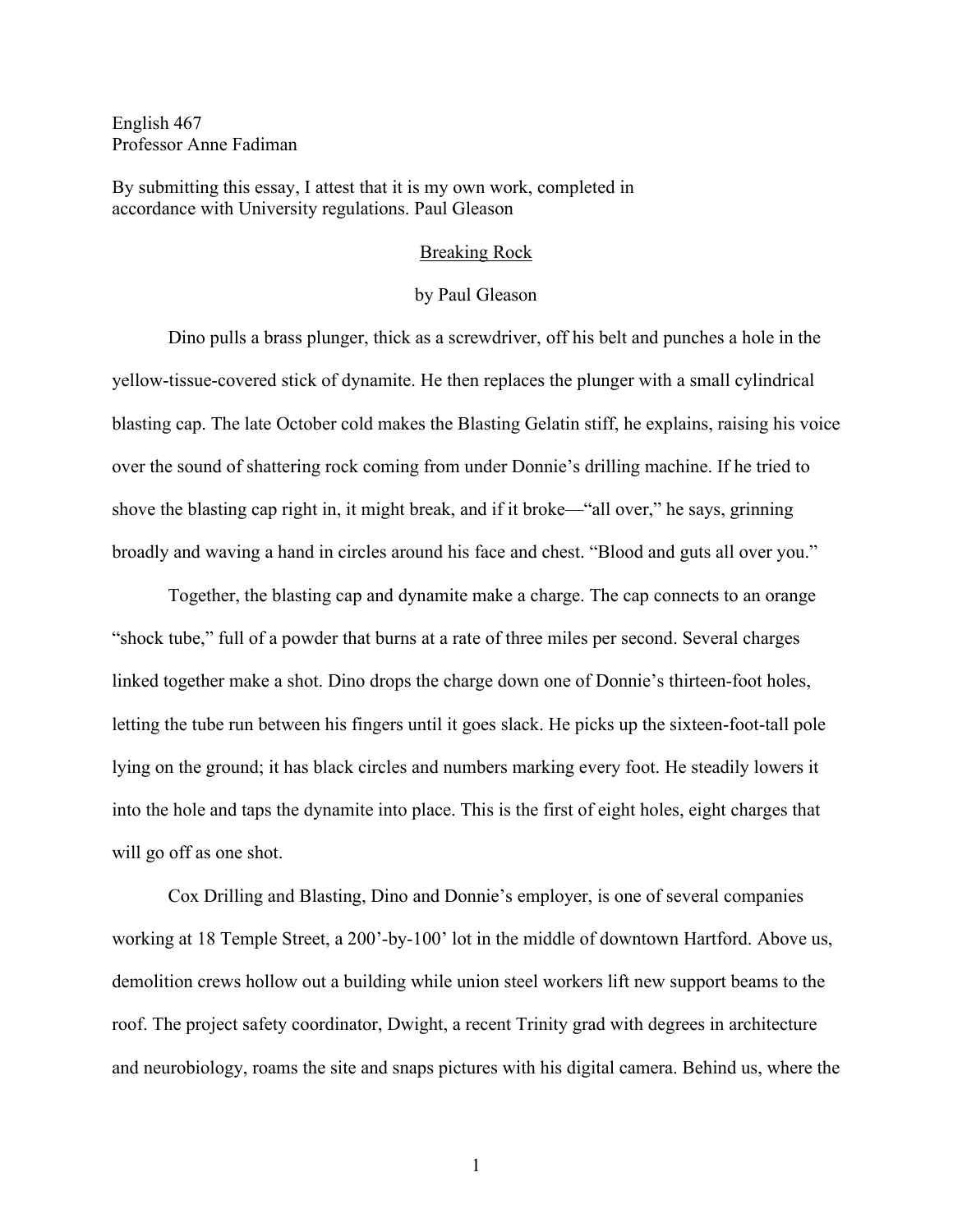English 467
Professor Anne Fadiman

By submitting this essay, I attest that it is my own work, completed in accordance with University regulations. Paul Gleason

# Breaking Rock

by Paul Gleason

Dino pulls a brass plunger, thick as a screwdriver, off his belt and punches a hole in the yellow-tissue-covered stick of dynamite. He then replaces the plunger with a small cylindrical blasting cap. The late October cold makes the Blasting Gelatin stiff, he explains, raising his voice over the sound of shattering rock coming from under Donnie's drilling machine. If he tried to shove the blasting cap right in, it might break, and if it broke—"all over," he says, grinning broadly and waving a hand in circles around his face and chest. "Blood and guts all over you."

Together, the blasting cap and dynamite make a charge. The cap connects to an orange "shock tube," full of a powder that burns at a rate of three miles per second. Several charges linked together make a shot. Dino drops the charge down one of Donnie's thirteen-foot holes, letting the tube run between his fingers until it goes slack. He picks up the sixteen-foot-tall pole lying on the ground; it has black circles and numbers marking every foot. He steadily lowers it into the hole and taps the dynamite into place. This is the first of eight holes, eight charges that will go off as one shot.

Cox Drilling and Blasting, Dino and Donnie's employer, is one of several companies working at 18 Temple Street, a 200'-by-100' lot in the middle of downtown Hartford. Above us, demolition crews hollow out a building while union steel workers lift new support beams to the roof. The project safety coordinator, Dwight, a recent Trinity grad with degrees in architecture and neurobiology, roams the site and snaps pictures with his digital camera. Behind us, where the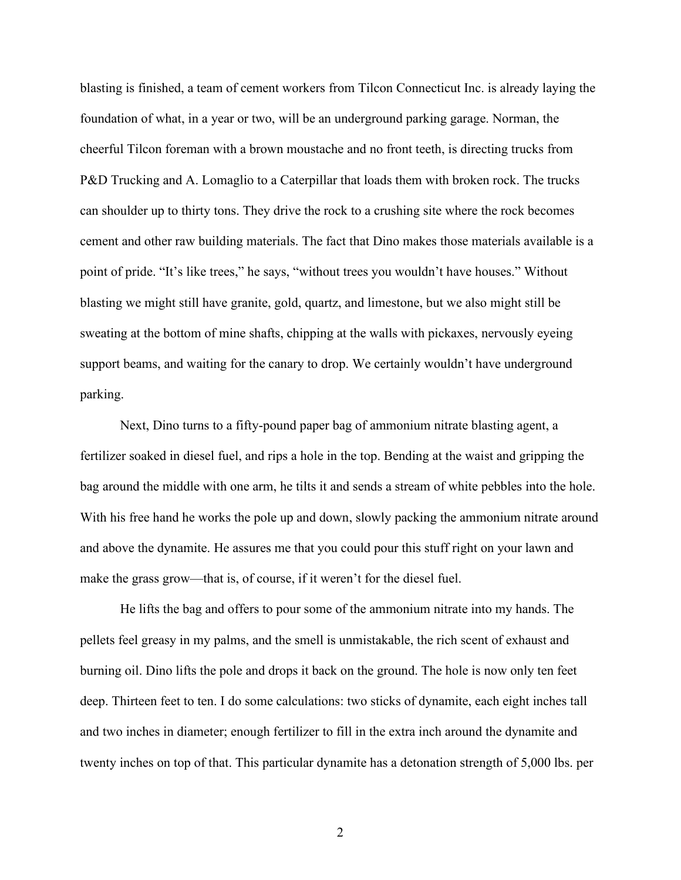blasting is finished, a team of cement workers from Tilcon Connecticut Inc. is already laying the foundation of what, in a year or two, will be an underground parking garage. Norman, the cheerful Tilcon foreman with a brown moustache and no front teeth, is directing trucks from P&D Trucking and A. Lomaglio to a Caterpillar that loads them with broken rock. The trucks can shoulder up to thirty tons. They drive the rock to a crushing site where the rock becomes cement and other raw building materials. The fact that Dino makes those materials available is a point of pride. "It's like trees," he says, "without trees you wouldn't have houses." Without blasting we might still have granite, gold, quartz, and limestone, but we also might still be sweating at the bottom of mine shafts, chipping at the walls with pickaxes, nervously eyeing support beams, and waiting for the canary to drop. We certainly wouldn't have underground parking.

Next, Dino turns to a fifty-pound paper bag of ammonium nitrate blasting agent, a fertilizer soaked in diesel fuel, and rips a hole in the top. Bending at the waist and gripping the bag around the middle with one arm, he tilts it and sends a stream of white pebbles into the hole. With his free hand he works the pole up and down, slowly packing the ammonium nitrate around and above the dynamite. He assures me that you could pour this stuff right on your lawn and make the grass grow—that is, of course, if it weren't for the diesel fuel.

He lifts the bag and offers to pour some of the ammonium nitrate into my hands. The pellets feel greasy in my palms, and the smell is unmistakable, the rich scent of exhaust and burning oil. Dino lifts the pole and drops it back on the ground. The hole is now only ten feet deep. Thirteen feet to ten. I do some calculations: two sticks of dynamite, each eight inches tall and two inches in diameter; enough fertilizer to fill in the extra inch around the dynamite and twenty inches on top of that. This particular dynamite has a detonation strength of 5,000 lbs. per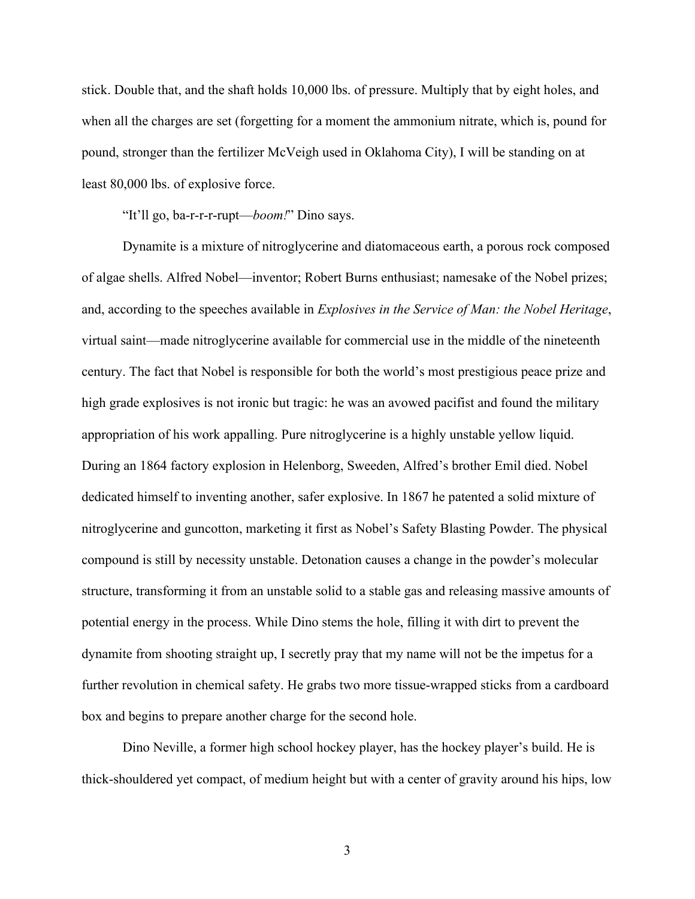stick. Double that, and the shaft holds 10,000 lbs. of pressure. Multiply that by eight holes, and when all the charges are set (forgetting for a moment the ammonium nitrate, which is, pound for pound, stronger than the fertilizer McVeigh used in Oklahoma City), I will be standing on at least 80,000 lbs. of explosive force.

"It'll go, ba-r-r-r-rupt—*boom!*" Dino says.

Dynamite is a mixture of nitroglycerine and diatomaceous earth, a porous rock composed of algae shells. Alfred Nobel—inventor; Robert Burns enthusiast; namesake of the Nobel prizes; and, according to the speeches available in *Explosives in the Service of Man: the Nobel Heritage*, virtual saint—made nitroglycerine available for commercial use in the middle of the nineteenth century. The fact that Nobel is responsible for both the world's most prestigious peace prize and high grade explosives is not ironic but tragic: he was an avowed pacifist and found the military appropriation of his work appalling. Pure nitroglycerine is a highly unstable yellow liquid. During an 1864 factory explosion in Helenborg, Sweeden, Alfred's brother Emil died. Nobel dedicated himself to inventing another, safer explosive. In 1867 he patented a solid mixture of nitroglycerine and guncotton, marketing it first as Nobel's Safety Blasting Powder. The physical compound is still by necessity unstable. Detonation causes a change in the powder's molecular structure, transforming it from an unstable solid to a stable gas and releasing massive amounts of potential energy in the process. While Dino stems the hole, filling it with dirt to prevent the dynamite from shooting straight up, I secretly pray that my name will not be the impetus for a further revolution in chemical safety. He grabs two more tissue-wrapped sticks from a cardboard box and begins to prepare another charge for the second hole.

Dino Neville, a former high school hockey player, has the hockey player's build. He is thick-shouldered yet compact, of medium height but with a center of gravity around his hips, low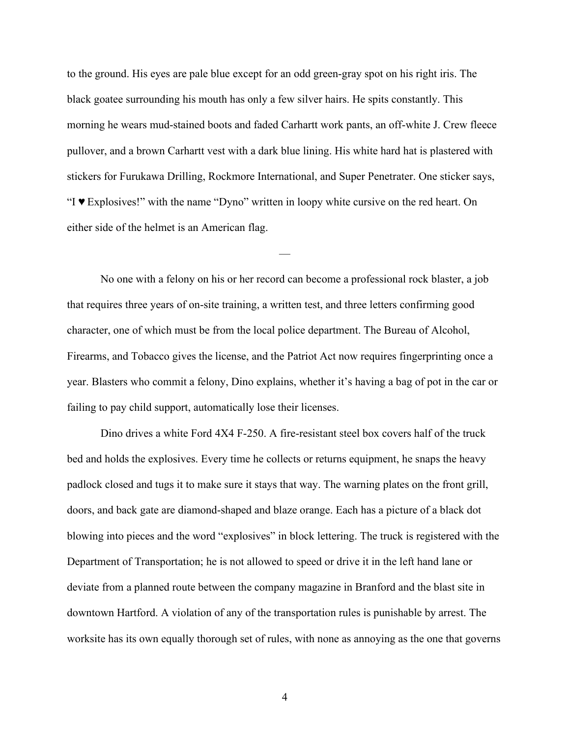to the ground. His eyes are pale blue except for an odd green-gray spot on his right iris. The black goatee surrounding his mouth has only a few silver hairs. He spits constantly. This morning he wears mud-stained boots and faded Carhartt work pants, an off-white J. Crew fleece pullover, and a brown Carhartt vest with a dark blue lining. His white hard hat is plastered with stickers for Furukawa Drilling, Rockmore International, and Super Penetrater. One sticker says, "I ♥ Explosives!" with the name "Dyno" written in loopy white cursive on the red heart. On either side of the helmet is an American flag.

—

No one with a felony on his or her record can become a professional rock blaster, a job that requires three years of on-site training, a written test, and three letters confirming good character, one of which must be from the local police department. The Bureau of Alcohol, Firearms, and Tobacco gives the license, and the Patriot Act now requires fingerprinting once a year. Blasters who commit a felony, Dino explains, whether it's having a bag of pot in the car or failing to pay child support, automatically lose their licenses.

Dino drives a white Ford 4X4 F-250. A fire-resistant steel box covers half of the truck bed and holds the explosives. Every time he collects or returns equipment, he snaps the heavy padlock closed and tugs it to make sure it stays that way. The warning plates on the front grill, doors, and back gate are diamond-shaped and blaze orange. Each has a picture of a black dot blowing into pieces and the word "explosives" in block lettering. The truck is registered with the Department of Transportation; he is not allowed to speed or drive it in the left hand lane or deviate from a planned route between the company magazine in Branford and the blast site in downtown Hartford. A violation of any of the transportation rules is punishable by arrest. The worksite has its own equally thorough set of rules, with none as annoying as the one that governs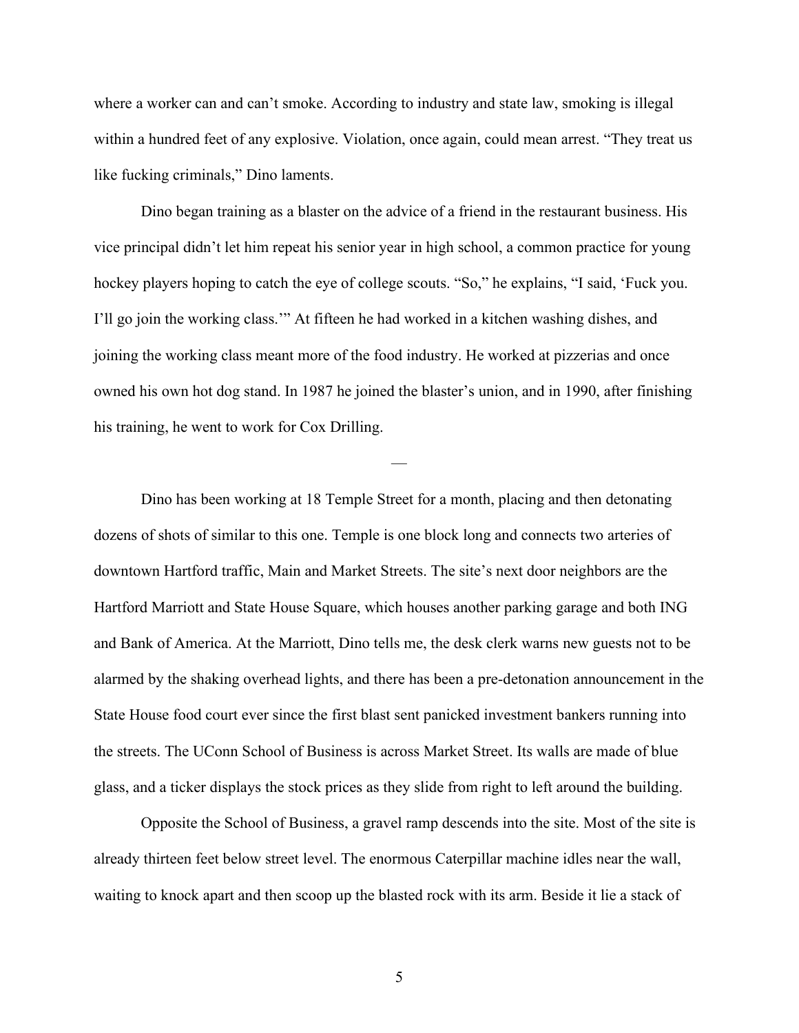where a worker can and can't smoke. According to industry and state law, smoking is illegal within a hundred feet of any explosive. Violation, once again, could mean arrest. "They treat us like fucking criminals," Dino laments.

Dino began training as a blaster on the advice of a friend in the restaurant business. His vice principal didn't let him repeat his senior year in high school, a common practice for young hockey players hoping to catch the eye of college scouts. "So," he explains, "I said, 'Fuck you. I'll go join the working class.'" At fifteen he had worked in a kitchen washing dishes, and joining the working class meant more of the food industry. He worked at pizzerias and once owned his own hot dog stand. In 1987 he joined the blaster's union, and in 1990, after finishing his training, he went to work for Cox Drilling.

—

Dino has been working at 18 Temple Street for a month, placing and then detonating dozens of shots of similar to this one. Temple is one block long and connects two arteries of downtown Hartford traffic, Main and Market Streets. The site's next door neighbors are the Hartford Marriott and State House Square, which houses another parking garage and both ING and Bank of America. At the Marriott, Dino tells me, the desk clerk warns new guests not to be alarmed by the shaking overhead lights, and there has been a pre-detonation announcement in the State House food court ever since the first blast sent panicked investment bankers running into the streets. The UConn School of Business is across Market Street. Its walls are made of blue glass, and a ticker displays the stock prices as they slide from right to left around the building.

Opposite the School of Business, a gravel ramp descends into the site. Most of the site is already thirteen feet below street level. The enormous Caterpillar machine idles near the wall, waiting to knock apart and then scoop up the blasted rock with its arm. Beside it lie a stack of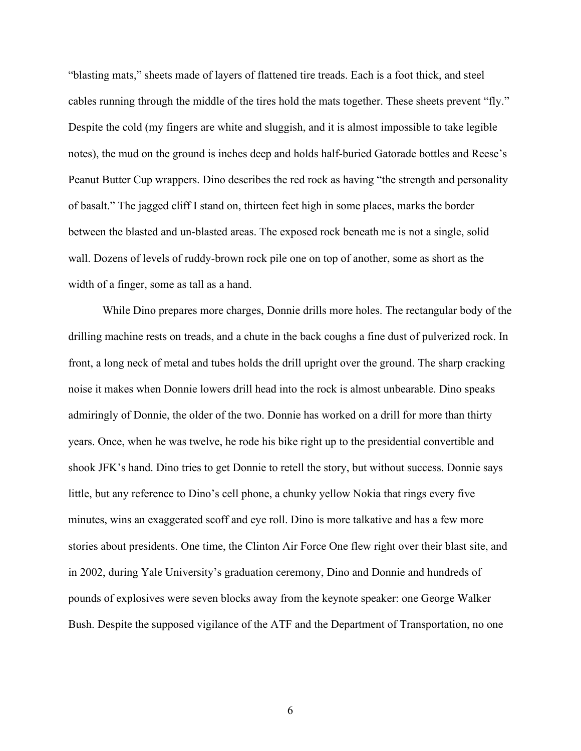"blasting mats," sheets made of layers of flattened tire treads. Each is a foot thick, and steel cables running through the middle of the tires hold the mats together. These sheets prevent "fly." Despite the cold (my fingers are white and sluggish, and it is almost impossible to take legible notes), the mud on the ground is inches deep and holds half-buried Gatorade bottles and Reese's Peanut Butter Cup wrappers. Dino describes the red rock as having "the strength and personality of basalt." The jagged cliff I stand on, thirteen feet high in some places, marks the border between the blasted and un-blasted areas. The exposed rock beneath me is not a single, solid wall. Dozens of levels of ruddy-brown rock pile one on top of another, some as short as the width of a finger, some as tall as a hand.

While Dino prepares more charges, Donnie drills more holes. The rectangular body of the drilling machine rests on treads, and a chute in the back coughs a fine dust of pulverized rock. In front, a long neck of metal and tubes holds the drill upright over the ground. The sharp cracking noise it makes when Donnie lowers drill head into the rock is almost unbearable. Dino speaks admiringly of Donnie, the older of the two. Donnie has worked on a drill for more than thirty years. Once, when he was twelve, he rode his bike right up to the presidential convertible and shook JFK's hand. Dino tries to get Donnie to retell the story, but without success. Donnie says little, but any reference to Dino's cell phone, a chunky yellow Nokia that rings every five minutes, wins an exaggerated scoff and eye roll. Dino is more talkative and has a few more stories about presidents. One time, the Clinton Air Force One flew right over their blast site, and in 2002, during Yale University's graduation ceremony, Dino and Donnie and hundreds of pounds of explosives were seven blocks away from the keynote speaker: one George Walker Bush. Despite the supposed vigilance of the ATF and the Department of Transportation, no one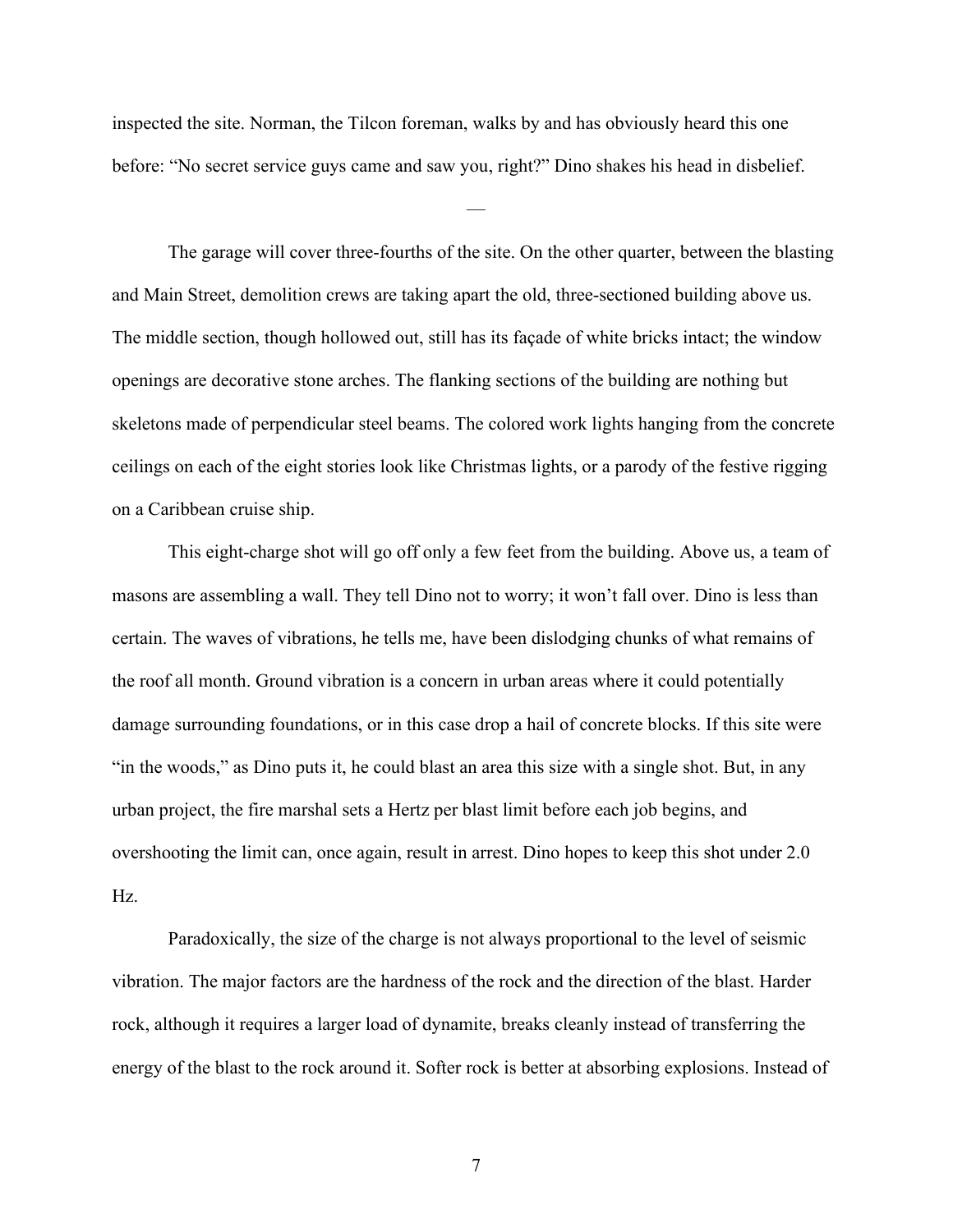inspected the site. Norman, the Tilcon foreman, walks by and has obviously heard this one before: "No secret service guys came and saw you, right?" Dino shakes his head in disbelief.

—

The garage will cover three-fourths of the site. On the other quarter, between the blasting and Main Street, demolition crews are taking apart the old, three-sectioned building above us. The middle section, though hollowed out, still has its façade of white bricks intact; the window openings are decorative stone arches. The flanking sections of the building are nothing but skeletons made of perpendicular steel beams. The colored work lights hanging from the concrete ceilings on each of the eight stories look like Christmas lights, or a parody of the festive rigging on a Caribbean cruise ship.

This eight-charge shot will go off only a few feet from the building. Above us, a team of masons are assembling a wall. They tell Dino not to worry; it won't fall over. Dino is less than certain. The waves of vibrations, he tells me, have been dislodging chunks of what remains of the roof all month. Ground vibration is a concern in urban areas where it could potentially damage surrounding foundations, or in this case drop a hail of concrete blocks. If this site were "in the woods," as Dino puts it, he could blast an area this size with a single shot. But, in any urban project, the fire marshal sets a Hertz per blast limit before each job begins, and overshooting the limit can, once again, result in arrest. Dino hopes to keep this shot under 2.0 Hz.

Paradoxically, the size of the charge is not always proportional to the level of seismic vibration. The major factors are the hardness of the rock and the direction of the blast. Harder rock, although it requires a larger load of dynamite, breaks cleanly instead of transferring the energy of the blast to the rock around it. Softer rock is better at absorbing explosions. Instead of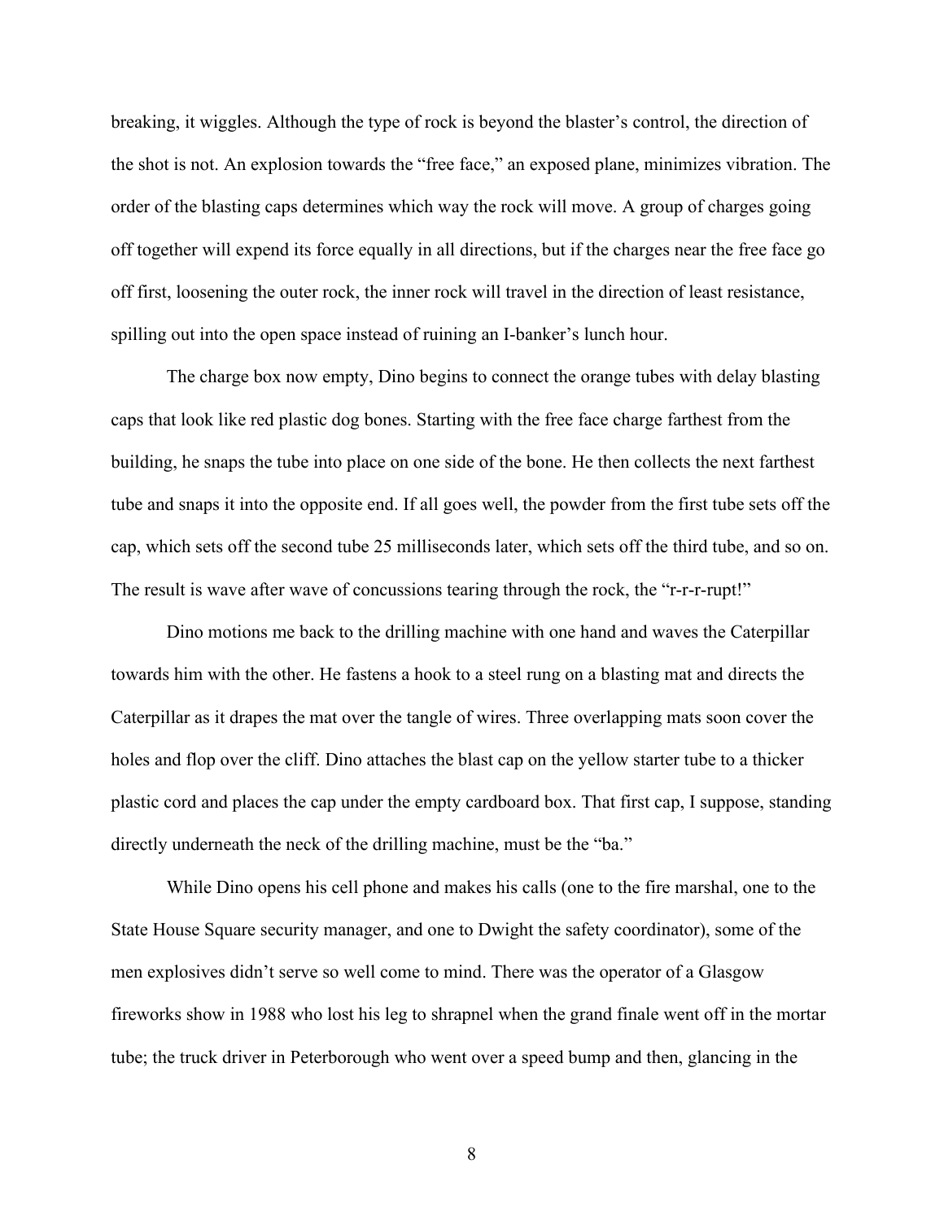breaking, it wiggles. Although the type of rock is beyond the blaster's control, the direction of the shot is not. An explosion towards the "free face," an exposed plane, minimizes vibration. The order of the blasting caps determines which way the rock will move. A group of charges going off together will expend its force equally in all directions, but if the charges near the free face go off first, loosening the outer rock, the inner rock will travel in the direction of least resistance, spilling out into the open space instead of ruining an I-banker's lunch hour.

The charge box now empty, Dino begins to connect the orange tubes with delay blasting caps that look like red plastic dog bones. Starting with the free face charge farthest from the building, he snaps the tube into place on one side of the bone. He then collects the next farthest tube and snaps it into the opposite end. If all goes well, the powder from the first tube sets off the cap, which sets off the second tube 25 milliseconds later, which sets off the third tube, and so on. The result is wave after wave of concussions tearing through the rock, the "r-r-r-rupt!"

Dino motions me back to the drilling machine with one hand and waves the Caterpillar towards him with the other. He fastens a hook to a steel rung on a blasting mat and directs the Caterpillar as it drapes the mat over the tangle of wires. Three overlapping mats soon cover the holes and flop over the cliff. Dino attaches the blast cap on the yellow starter tube to a thicker plastic cord and places the cap under the empty cardboard box. That first cap, I suppose, standing directly underneath the neck of the drilling machine, must be the "ba."

While Dino opens his cell phone and makes his calls (one to the fire marshal, one to the State House Square security manager, and one to Dwight the safety coordinator), some of the men explosives didn't serve so well come to mind. There was the operator of a Glasgow fireworks show in 1988 who lost his leg to shrapnel when the grand finale went off in the mortar tube; the truck driver in Peterborough who went over a speed bump and then, glancing in the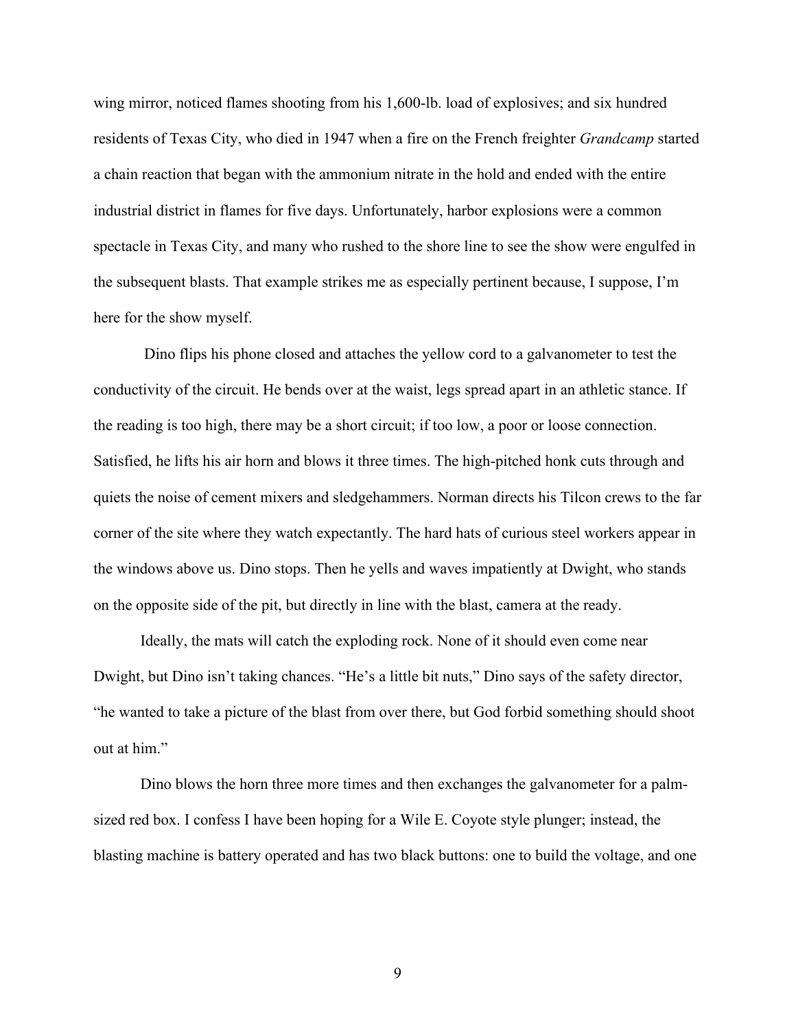wing mirror, noticed flames shooting from his 1,600-lb. load of explosives; and six hundred residents of Texas City, who died in 1947 when a fire on the French freighter *Grandcamp* started a chain reaction that began with the ammonium nitrate in the hold and ended with the entire industrial district in flames for five days. Unfortunately, harbor explosions were a common spectacle in Texas City, and many who rushed to the shore line to see the show were engulfed in the subsequent blasts. That example strikes me as especially pertinent because, I suppose, I'm here for the show myself.

Dino flips his phone closed and attaches the yellow cord to a galvanometer to test the conductivity of the circuit. He bends over at the waist, legs spread apart in an athletic stance. If the reading is too high, there may be a short circuit; if too low, a poor or loose connection. Satisfied, he lifts his air horn and blows it three times. The high-pitched honk cuts through and quiets the noise of cement mixers and sledgehammers. Norman directs his Tilcon crews to the far corner of the site where they watch expectantly. The hard hats of curious steel workers appear in the windows above us. Dino stops. Then he yells and waves impatiently at Dwight, who stands on the opposite side of the pit, but directly in line with the blast, camera at the ready.

Ideally, the mats will catch the exploding rock. None of it should even come near Dwight, but Dino isn't taking chances. "He's a little bit nuts," Dino says of the safety director, "he wanted to take a picture of the blast from over there, but God forbid something should shoot out at him."

Dino blows the horn three more times and then exchanges the galvanometer for a palm-sized red box. I confess I have been hoping for a Wile E. Coyote style plunger; instead, the blasting machine is battery operated and has two black buttons: one to build the voltage, and one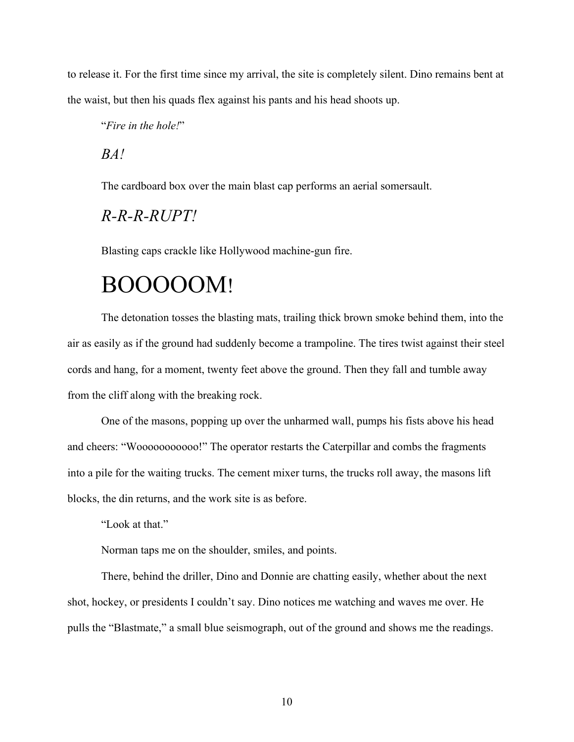to release it. For the first time since my arrival, the site is completely silent. Dino remains bent at the waist, but then his quads flex against his pants and his head shoots up.

"*Fire in the hole!*"

*BA!*

The cardboard box over the main blast cap performs an aerial somersault.

*R-R-R-RUPT!*

Blasting caps crackle like Hollywood machine-gun fire.

BOOOOOM!

The detonation tosses the blasting mats, trailing thick brown smoke behind them, into the air as easily as if the ground had suddenly become a trampoline. The tires twist against their steel cords and hang, for a moment, twenty feet above the ground. Then they fall and tumble away from the cliff along with the breaking rock.

One of the masons, popping up over the unharmed wall, pumps his fists above his head and cheers: "Wooooooooooo!" The operator restarts the Caterpillar and combs the fragments into a pile for the waiting trucks. The cement mixer turns, the trucks roll away, the masons lift blocks, the din returns, and the work site is as before.

"Look at that."

Norman taps me on the shoulder, smiles, and points.

There, behind the driller, Dino and Donnie are chatting easily, whether about the next shot, hockey, or presidents I couldn't say. Dino notices me watching and waves me over. He pulls the "Blastmate," a small blue seismograph, out of the ground and shows me the readings.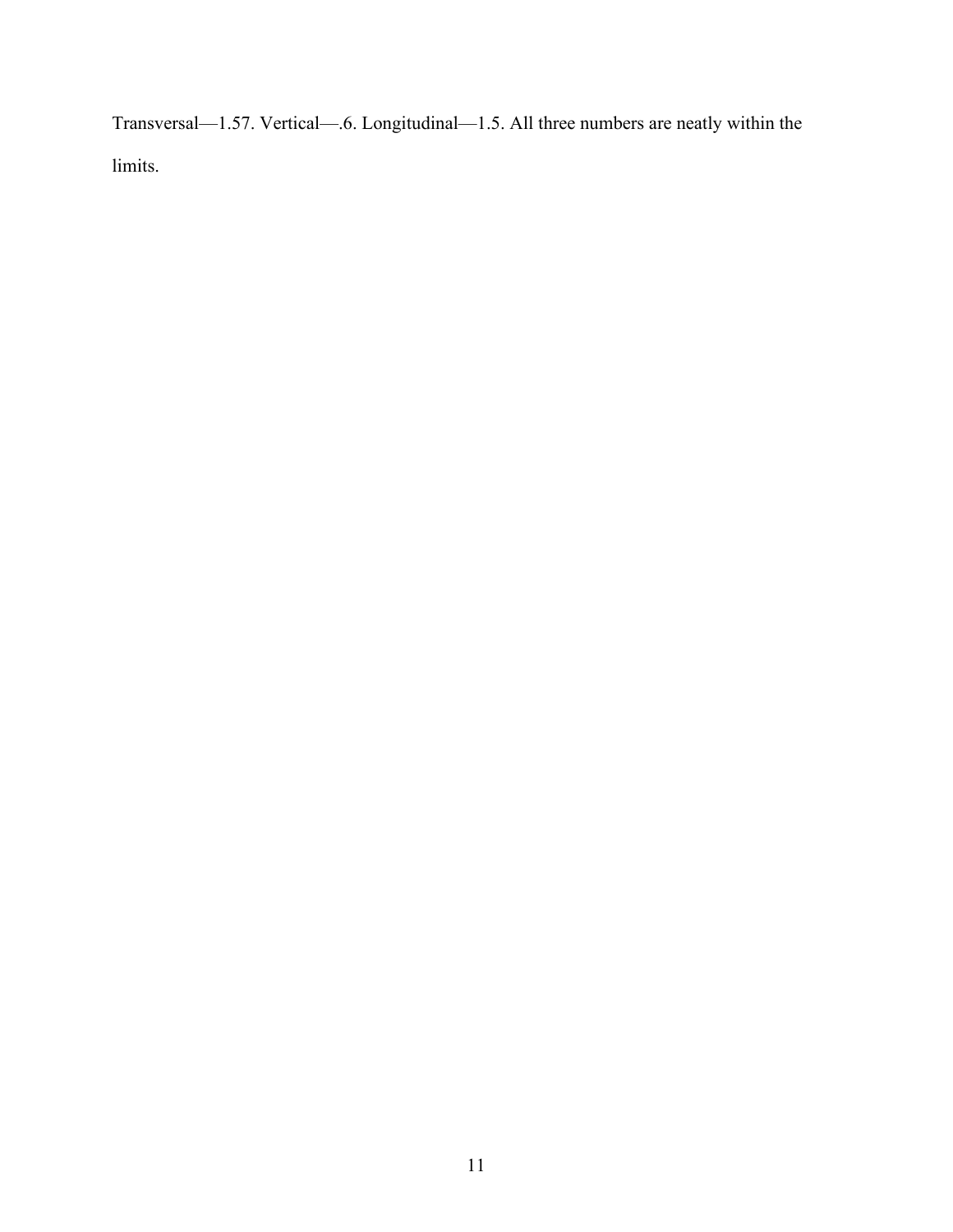Transversal—1.57. Vertical—.6. Longitudinal—1.5. All three numbers are neatly within the limits.